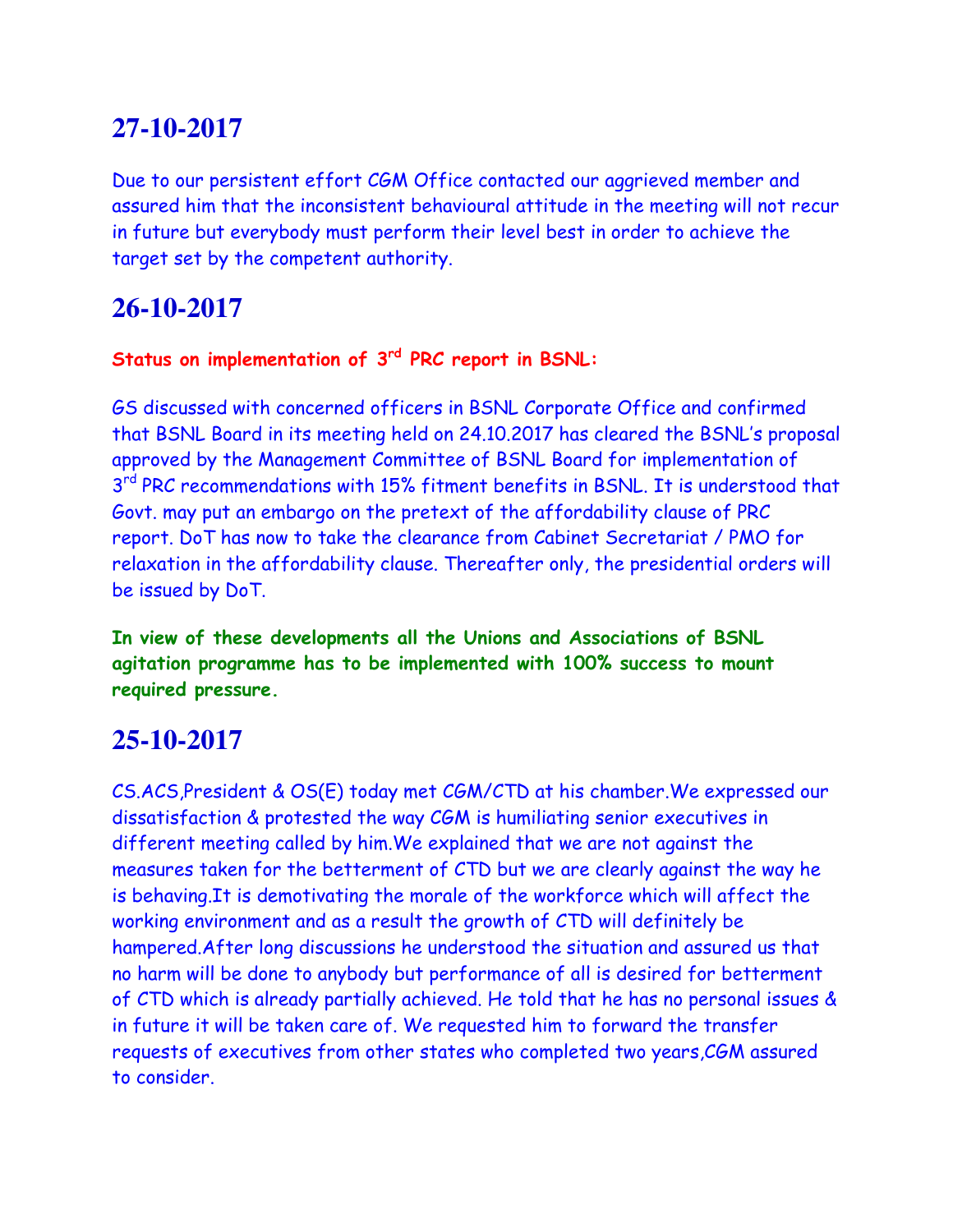## 27-10-2017

Due to our persistent effort CGM Office contacted our aggrieved member and assured him that the inconsistent behavioural attitude in the meeting will not recur in future but everybody must perform their level best in order to achieve the target set by the competent authority.

## 26-10-2017

**Status on implementation of 3rd PRC report in BSNL:**

GS discussed with concerned officers in BSNL Corporate Office and confirmed that BSNL Board in its meeting held on 24.10.2017 has cleared the BSNL's proposal approved by the Management Committee of BSNL Board for implementation of 3rd PRC recommendations with 15% fitment benefits in BSNL. It is understood that Govt. may put an embargo on the pretext of the affordability clause of PRC report. DoT has now to take the clearance from Cabinet Secretariat / PMO for relaxation in the affordability clause. Thereafter only, the presidential orders will be issued by DoT.

**In view of these developments all the Unions and Associations of BSNL agitation programme has to be implemented with 100% success to mount required pressure.**

## 25-10-2017

CS.ACS,President & OS(E) today met CGM/CTD at his chamber.We expressed our dissatisfaction & protested the way CGM is humiliating senior executives in different meeting called by him.We explained that we are not against the measures taken for the betterment of CTD but we are clearly against the way he is behaving.It is demotivating the morale of the workforce which will affect the working environment and as a result the growth of CTD will definitely be hampered.After long discussions he understood the situation and assured us that no harm will be done to anybody but performance of all is desired for betterment of CTD which is already partially achieved. He told that he has no personal issues & in future it will be taken care of. We requested him to forward the transfer requests of executives from other states who completed two years,CGM assured to consider.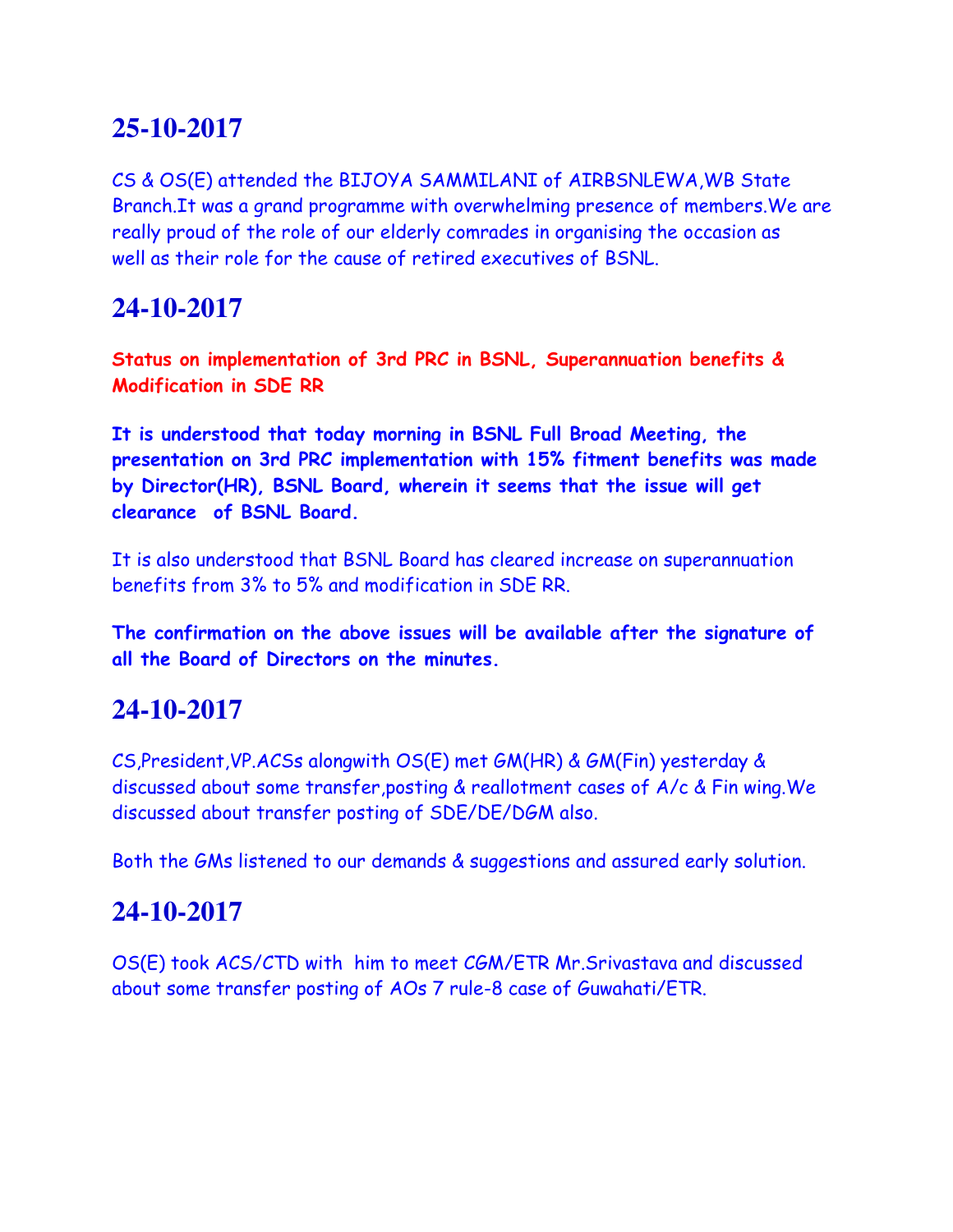## 25-10-2017

CS & OS(E) attended the BIJOYA SAMMILANI of AIRBSNLEWA,WB State Branch.It was a grand programme with overwhelming presence of members.We are really proud of the role of our elderly comrades in organising the occasion as well as their role for the cause of retired executives of BSNL.

## 24-10-2017

**Status on implementation of 3rd PRC in BSNL, Superannuation benefits & Modification in SDE RR**

**It is understood that today morning in BSNL Full Broad Meeting, the presentation on 3rd PRC implementation with 15% fitment benefits was made by Director(HR), BSNL Board, wherein it seems that the issue will get clearance of BSNL Board.**

It is also understood that BSNL Board has cleared increase on superannuation benefits from 3% to 5% and modification in SDE RR.

**The confirmation on the above issues will be available after the signature of all the Board of Directors on the minutes.**

## 24-10-2017

CS,President,VP.ACSs alongwith OS(E) met GM(HR) & GM(Fin) yesterday & discussed about some transfer,posting & reallotment cases of A/c & Fin wing.We discussed about transfer posting of SDE/DE/DGM also.

Both the GMs listened to our demands & suggestions and assured early solution.

## 24-10-2017

OS(E) took ACS/CTD with him to meet CGM/ETR Mr.Srivastava and discussed about some transfer posting of AOs 7 rule-8 case of Guwahati/ETR.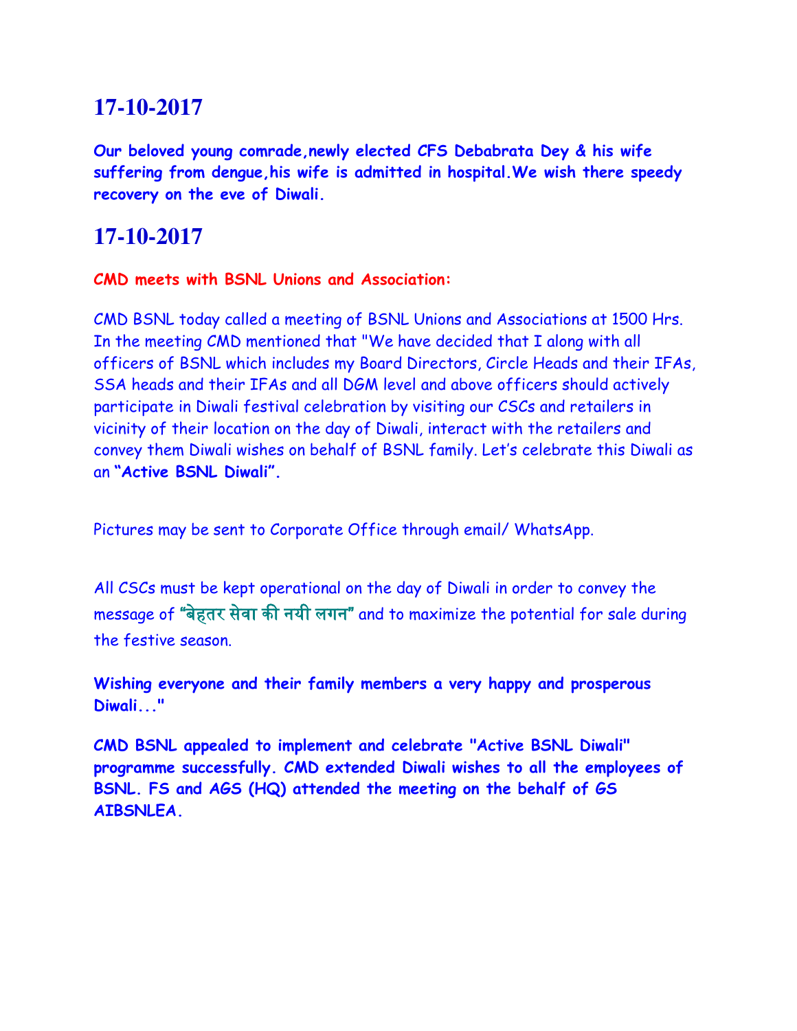## 17-10-2017

**Our beloved young comrade,newly elected CFS Debabrata Dey & his wife suffering from dengue,his wife is admitted in hospital.We wish there speedy recovery on the eve of Diwali.**

## 17-10-2017

**CMD meets with BSNL Unions and Association:**

CMD BSNL today called a meeting of BSNL Unions and Associations at 1500 Hrs. In the meeting CMD mentioned that "We have decided that I along with all officers of BSNL which includes my Board Directors, Circle Heads and their IFAs, SSA heads and their IFAs and all DGM level and above officers should actively participate in Diwali festival celebration by visiting our CSCs and retailers in vicinity of their location on the day of Diwali, interact with the retailers and convey them Diwali wishes on behalf of BSNL family. Let's celebrate this Diwali as an **"Active BSNL Diwali".**

Pictures may be sent to Corporate Office through email/ WhatsApp.

All CSCs must be kept operational on the day of Diwali in order to convey the message of **"बेहतर सेवा की नयी लगन"** and to maximize the potential for sale during the festive season.

**Wishing everyone and their family members a very happy and prosperous Diwali..."**

**CMD BSNL appealed to implement and celebrate "Active BSNL Diwali" programme successfully. CMD extended Diwali wishes to all the employees of BSNL. FS and AGS (HQ) attended the meeting on the behalf of GS AIBSNLEA.**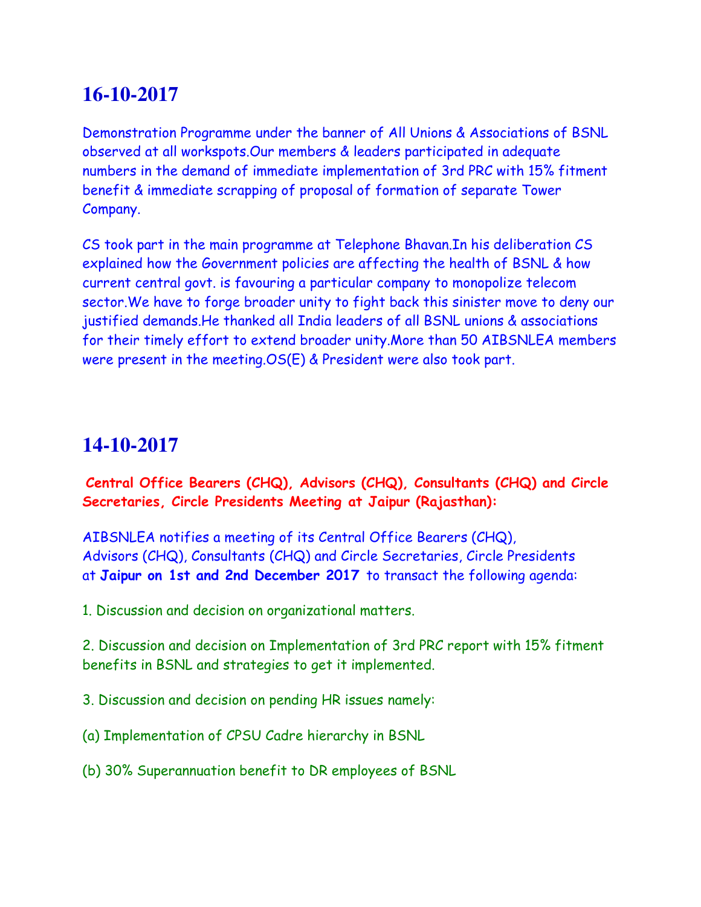## 16-10-2017

Demonstration Programme under the banner of All Unions & Associations of BSNL observed at all workspots.Our members & leaders participated in adequate numbers in the demand of immediate implementation of 3rd PRC with 15% fitment benefit & immediate scrapping of proposal of formation of separate Tower Company.

CS took part in the main programme at Telephone Bhavan.In his deliberation CS explained how the Government policies are affecting the health of BSNL & how current central govt. is favouring a particular company to monopolize telecom sector.We have to forge broader unity to fight back this sinister move to deny our justified demands.He thanked all India leaders of all BSNL unions & associations for their timely effort to extend broader unity.More than 50 AIBSNLEA members were present in the meeting.OS(E) & President were also took part.

## 14-10-2017

**Central Office Bearers (CHQ), Advisors (CHQ), Consultants (CHQ) and Circle Secretaries, Circle Presidents Meeting at Jaipur (Rajasthan):**

AIBSNLEA notifies a meeting of its Central Office Bearers (CHQ), Advisors (CHQ), Consultants (CHQ) and Circle Secretaries, Circle Presidents at **Jaipur on 1st and 2nd December 2017** to transact the following agenda:

1. Discussion and decision on organizational matters.

2. Discussion and decision on Implementation of 3rd PRC report with 15% fitment benefits in BSNL and strategies to get it implemented.

3. Discussion and decision on pending HR issues namely:

(a) Implementation of CPSU Cadre hierarchy in BSNL

(b) 30% Superannuation benefit to DR employees of BSNL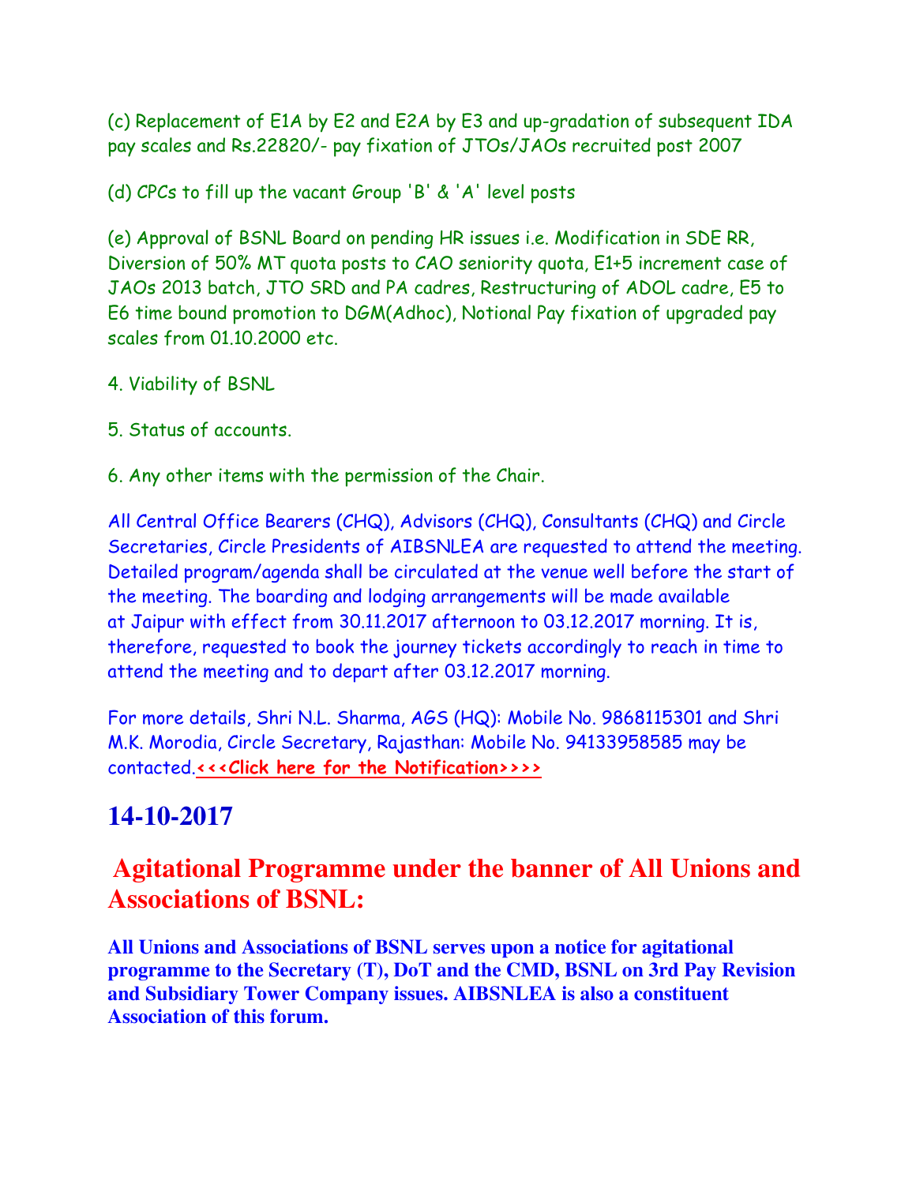(c) Replacement of E1A by E2 and E2A by E3 and up-gradation of subsequent IDA pay scales and Rs.22820/- pay fixation of JTOs/JAOs recruited post 2007

(d) CPCs to fill up the vacant Group 'B' & 'A' level posts

(e) Approval of BSNL Board on pending HR issues i.e. Modification in SDE RR, Diversion of 50% MT quota posts to CAO seniority quota, E1+5 increment case of JAOs 2013 batch, JTO SRD and PA cadres, Restructuring of ADOL cadre, E5 to E6 time bound promotion to DGM(Adhoc), Notional Pay fixation of upgraded pay scales from 01.10.2000 etc.

4. Viability of BSNL

5. Status of accounts.

6. Any other items with the permission of the Chair.

All Central Office Bearers (CHQ), Advisors (CHQ), Consultants (CHQ) and Circle Secretaries, Circle Presidents of AIBSNLEA are requested to attend the meeting. Detailed program/agenda shall be circulated at the venue well before the start of the meeting. The boarding and lodging arrangements will be made available at Jaipur with effect from 30.11.2017 afternoon to 03.12.2017 morning. It is, therefore, requested to book the journey tickets accordingly to reach in time to attend the meeting and to depart after 03.12.2017 morning.

For more details, Shri N.L. Sharma, AGS (HQ): Mobile No. 9868115301 and Shri M.K. Morodia, Circle Secretary, Rajasthan: Mobile No. 94133958585 may be contacted.**<<<Click here for the Notification>>>>**

## 14-10-2017

## Agitational Programme under the banner of All Unions and Associations of BSNL:

**All Unions and Associations of BSNL serves upon a notice for agitational programme to the Secretary (T), DoT and the CMD, BSNL on 3rd Pay Revision and Subsidiary Tower Company issues. AIBSNLEA is also a constituent Association of this forum.**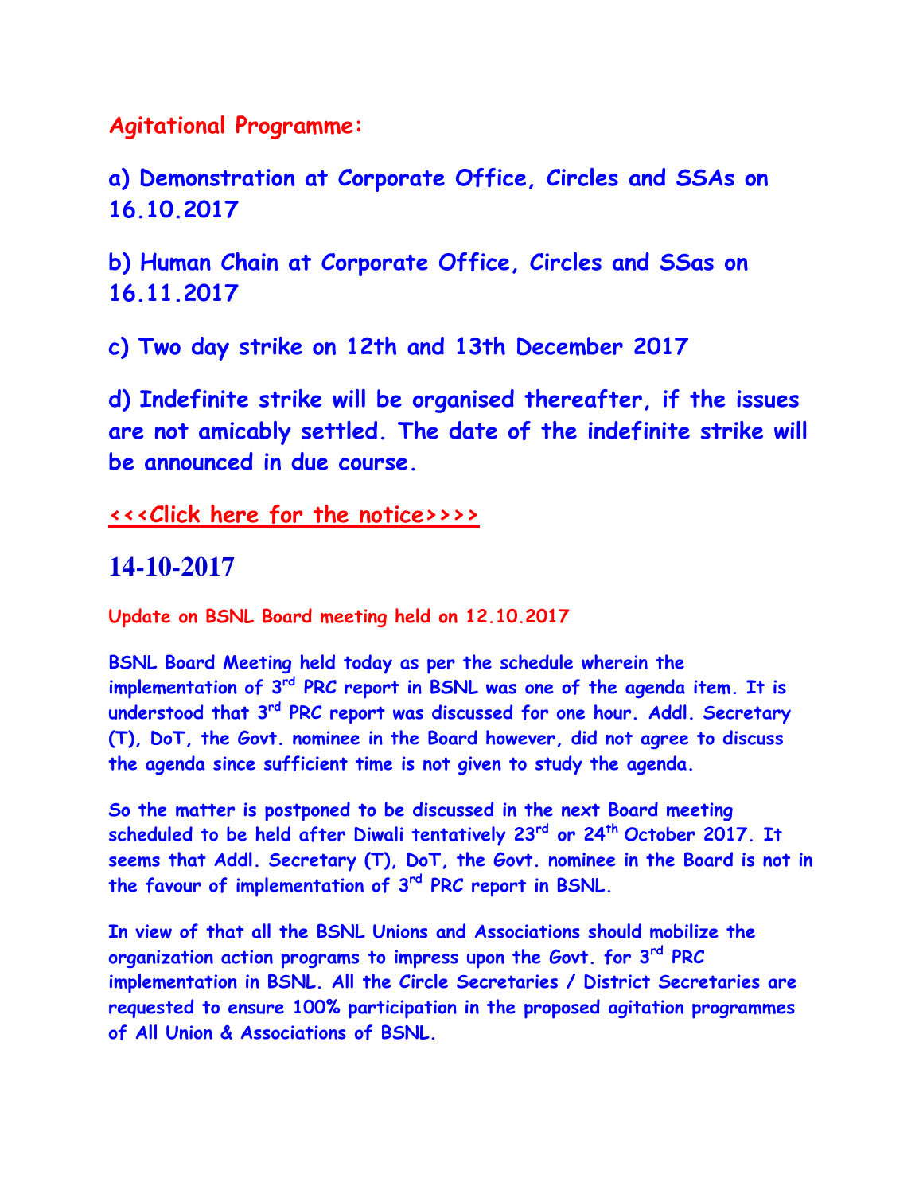**Agitational Programme:**

**a) Demonstration at Corporate Office, Circles and SSAs on 16.10.2017**

**b) Human Chain at Corporate Office, Circles and SSas on 16.11.2017**

**c) Two day strike on 12th and 13th December 2017**

**d) Indefinite strike will be organised thereafter, if the issues are not amicably settled. The date of the indefinite strike will be announced in due course.**

**<<<Click here for the notice>>>>**

## 14-10-2017

**Update on BSNL Board meeting held on 12.10.2017**

**BSNL Board Meeting held today as per the schedule wherein the implementation of 3rd PRC report in BSNL was one of the agenda item. It is understood that 3rd PRC report was discussed for one hour. Addl. Secretary (T), DoT, the Govt. nominee in the Board however, did not agree to discuss the agenda since sufficient time is not given to study the agenda.**

**So the matter is postponed to be discussed in the next Board meeting scheduled to be held after Diwali tentatively 23rd or 24th October 2017. It seems that Addl. Secretary (T), DoT, the Govt. nominee in the Board is not in the favour of implementation of 3rd PRC report in BSNL.**

**In view of that all the BSNL Unions and Associations should mobilize the organization action programs to impress upon the Govt. for 3rd PRC implementation in BSNL. All the Circle Secretaries / District Secretaries are requested to ensure 100% participation in the proposed agitation programmes of All Union & Associations of BSNL.**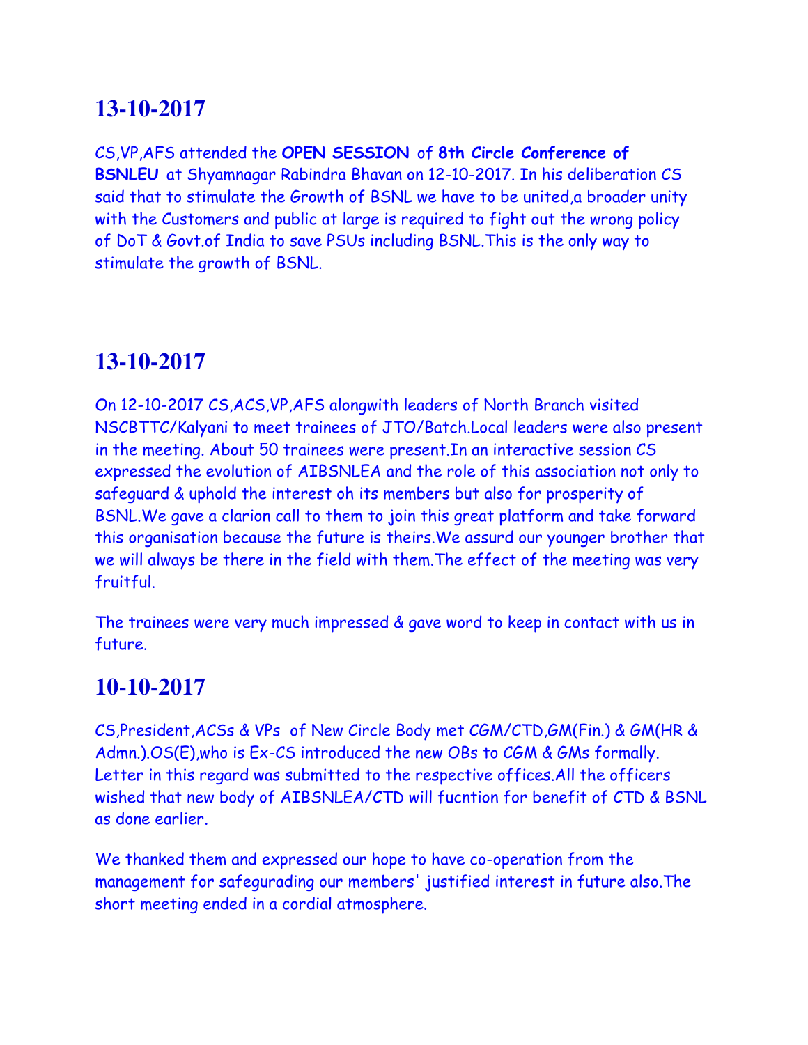## 13-10-2017

CS,VP,AFS attended the **OPEN SESSION** of **8th Circle Conference of BSNLEU** at Shyamnagar Rabindra Bhavan on 12-10-2017. In his deliberation CS said that to stimulate the Growth of BSNL we have to be united,a broader unity with the Customers and public at large is required to fight out the wrong policy of DoT & Govt.of India to save PSUs including BSNL.This is the only way to stimulate the growth of BSNL.

## 13-10-2017

On 12-10-2017 CS,ACS,VP,AFS alongwith leaders of North Branch visited NSCBTTC/Kalyani to meet trainees of JTO/Batch.Local leaders were also present in the meeting. About 50 trainees were present.In an interactive session CS expressed the evolution of AIBSNLEA and the role of this association not only to safeguard & uphold the interest oh its members but also for prosperity of BSNL.We gave a clarion call to them to join this great platform and take forward this organisation because the future is theirs.We assurd our younger brother that we will always be there in the field with them.The effect of the meeting was very fruitful.

The trainees were very much impressed & gave word to keep in contact with us in future.

## 10-10-2017

CS,President,ACSs & VPs of New Circle Body met CGM/CTD,GM(Fin.) & GM(HR & Admn.).OS(E),who is Ex-CS introduced the new OBs to CGM & GMs formally. Letter in this regard was submitted to the respective offices.All the officers wished that new body of AIBSNLEA/CTD will fucntion for benefit of CTD & BSNL as done earlier.

We thanked them and expressed our hope to have co-operation from the management for safegurading our members' justified interest in future also.The short meeting ended in a cordial atmosphere.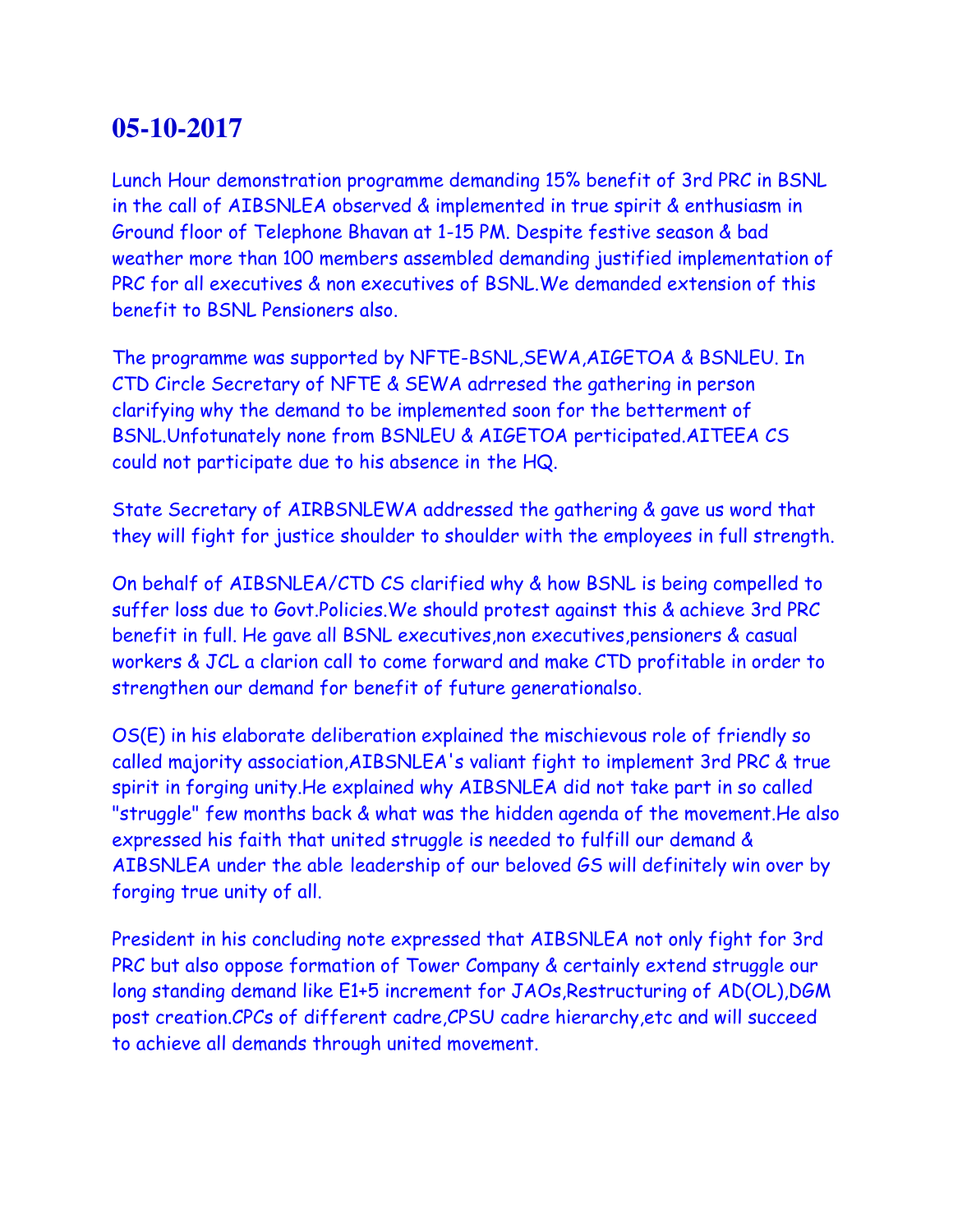# 05-10-2017

Lunch Hour demonstration programme demanding 15% benefit of 3rd PRC in BSNL in the call of AIBSNLEA observed & implemented in true spirit & enthusiasm in Ground floor of Telephone Bhavan at 1-15 PM. Despite festive season & bad weather more than 100 members assembled demanding justified implementation of PRC for all executives & non executives of BSNL.We demanded extension of this benefit to BSNL Pensioners also.

The programme was supported by NFTE-BSNL,SEWA,AIGETOA & BSNLEU. In CTD Circle Secretary of NFTE & SEWA adrresed the gathering in person clarifying why the demand to be implemented soon for the betterment of BSNL.Unfotunately none from BSNLEU & AIGETOA perticipated.AITEEA CS could not participate due to his absence in the HQ.

State Secretary of AIRBSNLEWA addressed the gathering & gave us word that they will fight for justice shoulder to shoulder with the employees in full strength.

On behalf of AIBSNLEA/CTD CS clarified why & how BSNL is being compelled to suffer loss due to Govt.Policies.We should protest against this & achieve 3rd PRC benefit in full. He gave all BSNL executives,non executives,pensioners & casual workers & JCL a clarion call to come forward and make CTD profitable in order to strengthen our demand for benefit of future generationalso.

OS(E) in his elaborate deliberation explained the mischievous role of friendly so called majority association,AIBSNLEA's valiant fight to implement 3rd PRC & true spirit in forging unity.He explained why AIBSNLEA did not take part in so called "struggle" few months back & what was the hidden agenda of the movement.He also expressed his faith that united struggle is needed to fulfill our demand & AIBSNLEA under the able leadership of our beloved GS will definitely win over by forging true unity of all.

President in his concluding note expressed that AIBSNLEA not only fight for 3rd PRC but also oppose formation of Tower Company & certainly extend struggle our long standing demand like E1+5 increment for JAOs,Restructuring of AD(OL),DGM post creation.CPCs of different cadre,CPSU cadre hierarchy,etc and will succeed to achieve all demands through united movement.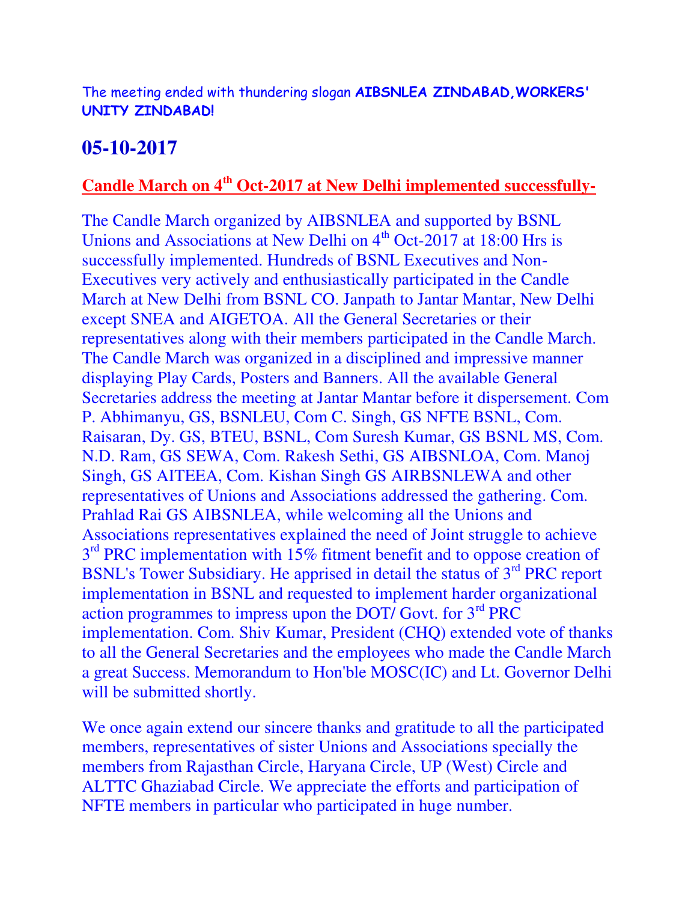The meeting ended with thundering slogan **AIBSNLEA ZINDABAD,WORKERS' UNITY ZINDABAD!**

## 05-10-2017

**Candle March on 4th Oct-2017 at New Delhi implemented successfully-**

The Candle March organized by AIBSNLEA and supported by BSNL Unions and Associations at New Delhi on 4th Oct-2017 at 18:00 Hrs is successfully implemented. Hundreds of BSNL Executives and Non-Executives very actively and enthusiastically participated in the Candle March at New Delhi from BSNL CO. Janpath to Jantar Mantar, New Delhi except SNEA and AIGETOA. All the General Secretaries or their representatives along with their members participated in the Candle March. The Candle March was organized in a disciplined and impressive manner displaying Play Cards, Posters and Banners. All the available General Secretaries address the meeting at Jantar Mantar before it dispersement. Com P. Abhimanyu, GS, BSNLEU, Com C. Singh, GS NFTE BSNL, Com. Raisaran, Dy. GS, BTEU, BSNL, Com Suresh Kumar, GS BSNL MS, Com. N.D. Ram, GS SEWA, Com. Rakesh Sethi, GS AIBSNLOA, Com. Manoj Singh, GS AITEEA, Com. Kishan Singh GS AIRBSNLEWA and other representatives of Unions and Associations addressed the gathering. Com. Prahlad Rai GS AIBSNLEA, while welcoming all the Unions and Associations representatives explained the need of Joint struggle to achieve 3rd PRC implementation with 15% fitment benefit and to oppose creation of BSNL's Tower Subsidiary. He apprised in detail the status of 3rd PRC report implementation in BSNL and requested to implement harder organizational action programmes to impress upon the DOT/ Govt. for 3rd PRC implementation. Com. Shiv Kumar, President (CHQ) extended vote of thanks to all the General Secretaries and the employees who made the Candle March a great Success. Memorandum to Hon'ble MOSC(IC) and Lt. Governor Delhi will be submitted shortly.

We once again extend our sincere thanks and gratitude to all the participated members, representatives of sister Unions and Associations specially the members from Rajasthan Circle, Haryana Circle, UP (West) Circle and ALTTC Ghaziabad Circle. We appreciate the efforts and participation of NFTE members in particular who participated in huge number.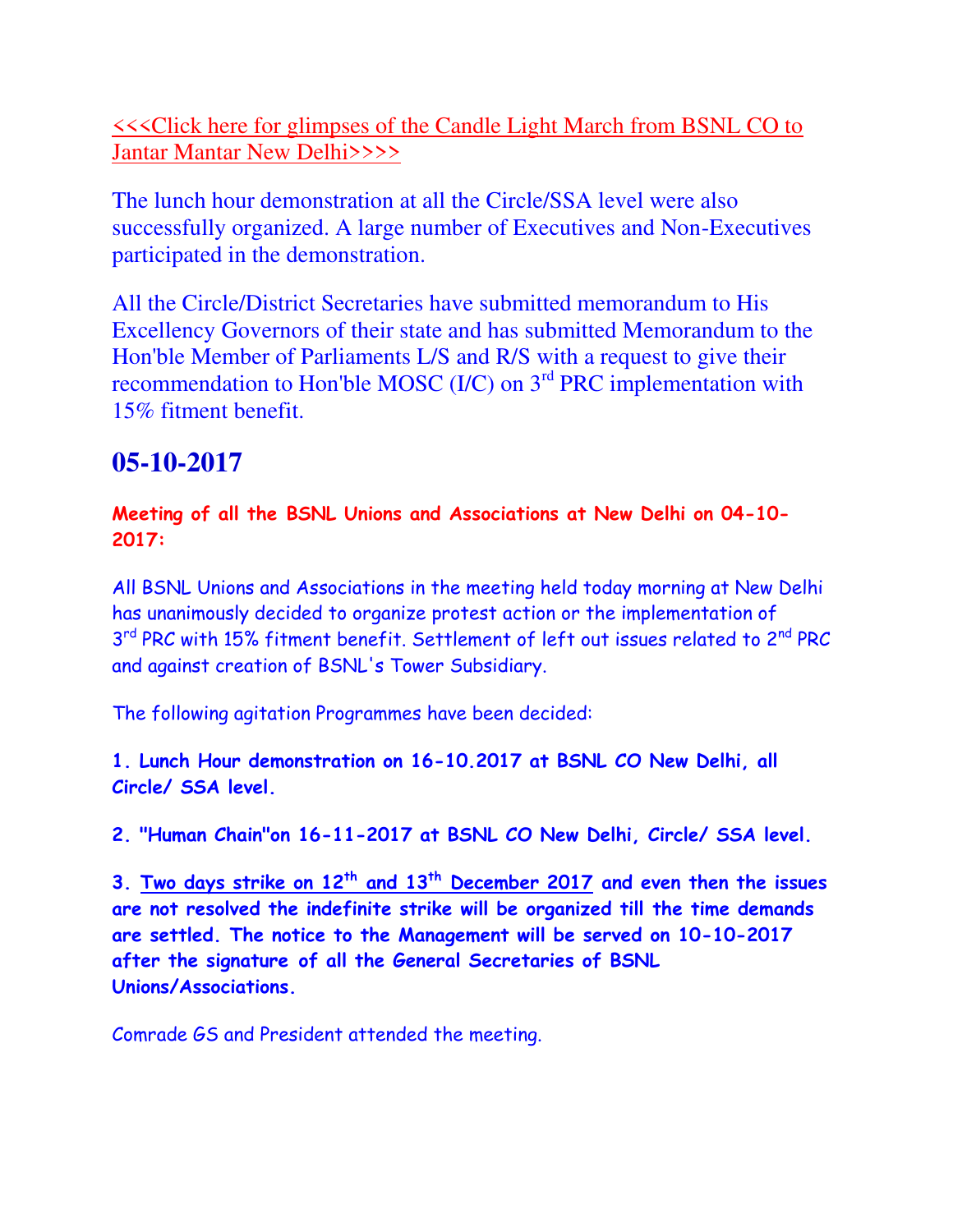<<<Click here for glimpses of the Candle Light March from BSNL CO to Jantar Mantar New Delhi>>>>

The lunch hour demonstration at all the Circle/SSA level were also successfully organized. A large number of Executives and Non-Executives participated in the demonstration.

All the Circle/District Secretaries have submitted memorandum to His Excellency Governors of their state and has submitted Memorandum to the Hon'ble Member of Parliaments L/S and R/S with a request to give their recommendation to Hon'ble MOSC (I/C) on 3rd PRC implementation with 15% fitment benefit.

## 05-10-2017

**Meeting of all the BSNL Unions and Associations at New Delhi on 04-10-2017:**

All BSNL Unions and Associations in the meeting held today morning at New Delhi has unanimously decided to organize protest action or the implementation of 3rd PRC with 15% fitment benefit. Settlement of left out issues related to 2nd PRC and against creation of BSNL's Tower Subsidiary.

The following agitation Programmes have been decided:

**1. Lunch Hour demonstration on 16-10.2017 at BSNL CO New Delhi, all Circle/ SSA level.**

**2. "Human Chain"on 16-11-2017 at BSNL CO New Delhi, Circle/ SSA level.**

**3. Two days strike on 12th and 13th December 2017 and even then the issues are not resolved the indefinite strike will be organized till the time demands are settled. The notice to the Management will be served on 10-10-2017 after the signature of all the General Secretaries of BSNL Unions/Associations.**

Comrade GS and President attended the meeting.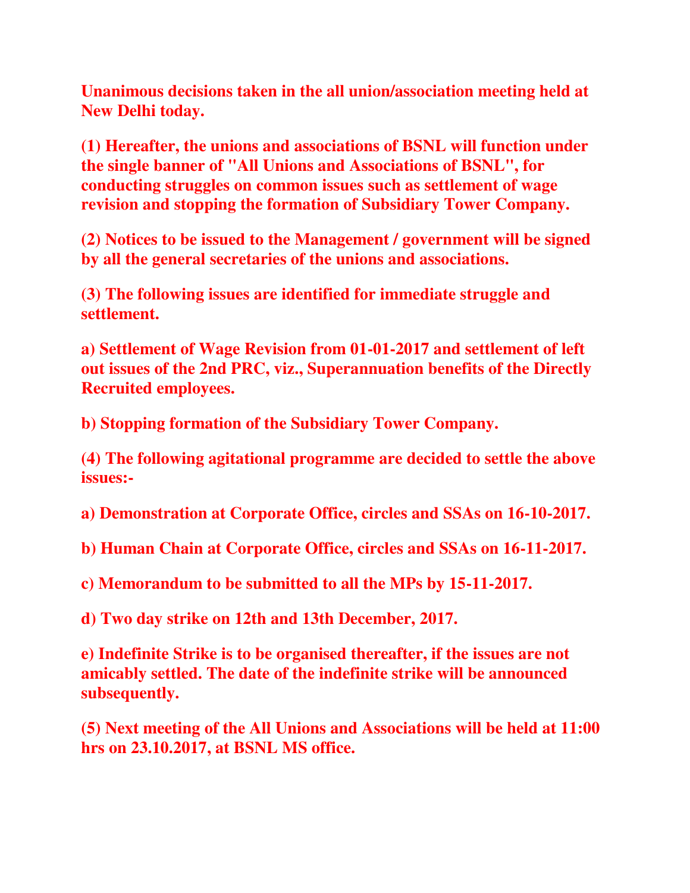**Unanimous decisions taken in the all union/association meeting held at New Delhi today.**

**(1) Hereafter, the unions and associations of BSNL will function under the single banner of "All Unions and Associations of BSNL", for conducting struggles on common issues such as settlement of wage revision and stopping the formation of Subsidiary Tower Company.**

**(2) Notices to be issued to the Management / government will be signed by all the general secretaries of the unions and associations.**

**(3) The following issues are identified for immediate struggle and settlement.**

**a) Settlement of Wage Revision from 01-01-2017 and settlement of left out issues of the 2nd PRC, viz., Superannuation benefits of the Directly Recruited employees.**

**b) Stopping formation of the Subsidiary Tower Company.**

**(4) The following agitational programme are decided to settle the above issues:-**

**a) Demonstration at Corporate Office, circles and SSAs on 16-10-2017.**

**b) Human Chain at Corporate Office, circles and SSAs on 16-11-2017.**

**c) Memorandum to be submitted to all the MPs by 15-11-2017.**

**d) Two day strike on 12th and 13th December, 2017.**

**e) Indefinite Strike is to be organised thereafter, if the issues are not amicably settled. The date of the indefinite strike will be announced subsequently.**

**(5) Next meeting of the All Unions and Associations will be held at 11:00 hrs on 23.10.2017, at BSNL MS office.**